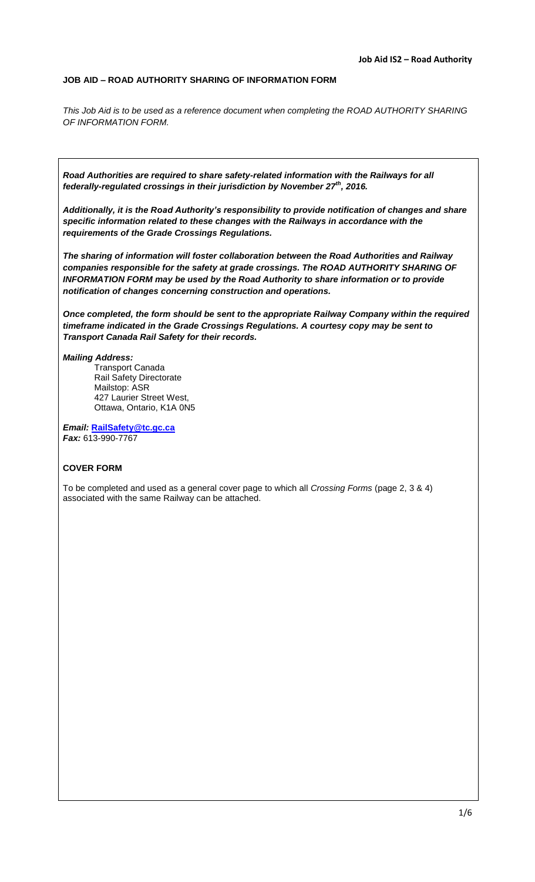**JOB AID – ROAD AUTHORITY SHARING OF INFORMATION FORM**

*This Job Aid is to be used as a reference document when completing the ROAD AUTHORITY SHARING OF INFORMATION FORM.*

***Road Authorities are required to share safety-related information with the Railways for all federally-regulated crossings in their jurisdiction by November 27th, 2016.***

***Additionally, it is the Road Authority's responsibility to provide notification of changes and share specific information related to these changes with the Railways in accordance with the requirements of the Grade Crossings Regulations.***

***The sharing of information will foster collaboration between the Road Authorities and Railway companies responsible for the safety at grade crossings. The ROAD AUTHORITY SHARING OF INFORMATION FORM may be used by the Road Authority to share information or to provide notification of changes concerning construction and operations.***

***Once completed, the form should be sent to the appropriate Railway Company within the required timeframe indicated in the Grade Crossings Regulations. A courtesy copy may be sent to Transport Canada Rail Safety for their records.***

***Mailing Address:***

Transport Canada
Rail Safety Directorate
Mailstop: ASR
427 Laurier Street West,
Ottawa, Ontario, K1A 0N5

***Email:*** **RailSafety@tc.gc.ca**
***Fax:*** 613-990-7767

**COVER FORM**

To be completed and used as a general cover page to which all *Crossing Forms* (page 2, 3 & 4) associated with the same Railway can be attached.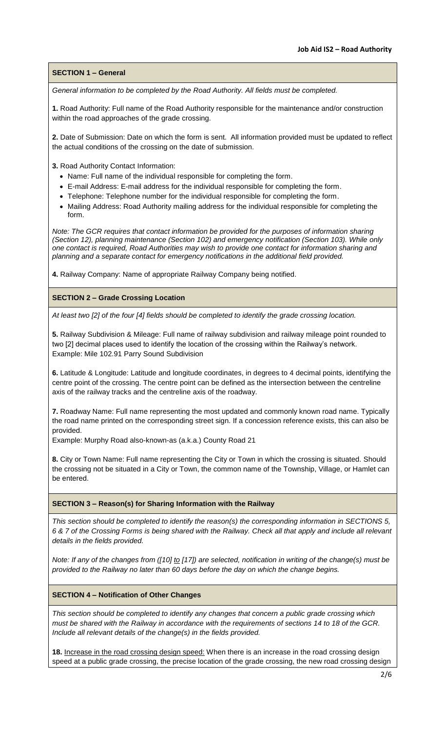**Job Aid IS2 – Road Authority**

## SECTION 1 – General

*General information to be completed by the Road Authority. All fields must be completed.*

**1.** Road Authority: Full name of the Road Authority responsible for the maintenance and/or construction within the road approaches of the grade crossing.

**2.** Date of Submission: Date on which the form is sent. All information provided must be updated to reflect the actual conditions of the crossing on the date of submission.

**3.** Road Authority Contact Information:

- Name: Full name of the individual responsible for completing the form.
- E-mail Address: E-mail address for the individual responsible for completing the form.
- Telephone: Telephone number for the individual responsible for completing the form.
- Mailing Address: Road Authority mailing address for the individual responsible for completing the form.

*Note: The GCR requires that contact information be provided for the purposes of information sharing (Section 12), planning maintenance (Section 102) and emergency notification (Section 103). While only one contact is required, Road Authorities may wish to provide one contact for information sharing and planning and a separate contact for emergency notifications in the additional field provided.*

**4.** Railway Company: Name of appropriate Railway Company being notified.

## SECTION 2 – Grade Crossing Location

*At least two [2] of the four [4] fields should be completed to identify the grade crossing location.*

**5.** Railway Subdivision & Mileage: Full name of railway subdivision and railway mileage point rounded to two [2] decimal places used to identify the location of the crossing within the Railway's network.
Example: Mile 102.91 Parry Sound Subdivision

**6.** Latitude & Longitude: Latitude and longitude coordinates, in degrees to 4 decimal points, identifying the centre point of the crossing. The centre point can be defined as the intersection between the centreline axis of the railway tracks and the centreline axis of the roadway.

**7.** Roadway Name: Full name representing the most updated and commonly known road name. Typically the road name printed on the corresponding street sign. If a concession reference exists, this can also be provided.
Example: Murphy Road also-known-as (a.k.a.) County Road 21

**8.** City or Town Name: Full name representing the City or Town in which the crossing is situated. Should the crossing not be situated in a City or Town, the common name of the Township, Village, or Hamlet can be entered.

## SECTION 3 – Reason(s) for Sharing Information with the Railway

*This section should be completed to identify the reason(s) the corresponding information in SECTIONS 5, 6 & 7 of the Crossing Forms is being shared with the Railway. Check all that apply and include all relevant details in the fields provided.*

*Note: If any of the changes from ([10] to [17]) are selected, notification in writing of the change(s) must be provided to the Railway no later than 60 days before the day on which the change begins.*

## SECTION 4 – Notification of Other Changes

*This section should be completed to identify any changes that concern a public grade crossing which must be shared with the Railway in accordance with the requirements of sections 14 to 18 of the GCR. Include all relevant details of the change(s) in the fields provided.*

**18.** Increase in the road crossing design speed: When there is an increase in the road crossing design speed at a public grade crossing, the precise location of the grade crossing, the new road crossing design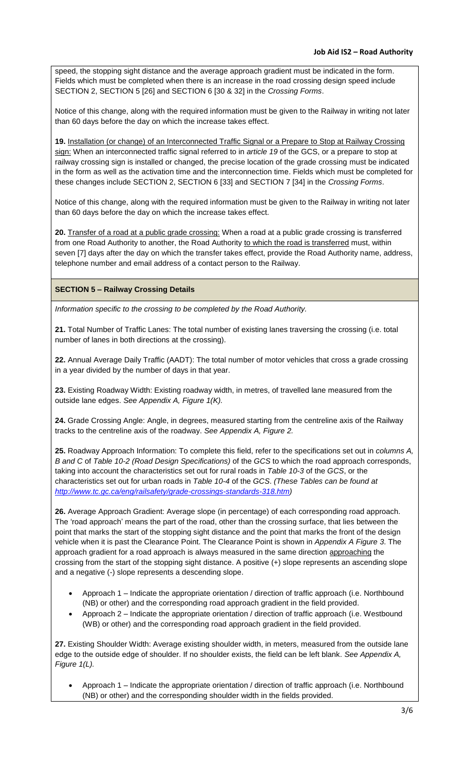speed, the stopping sight distance and the average approach gradient must be indicated in the form. Fields which must be completed when there is an increase in the road crossing design speed include SECTION 2, SECTION 5 [26] and SECTION 6 [30 & 32] in the *Crossing Forms*.

Notice of this change, along with the required information must be given to the Railway in writing not later than 60 days before the day on which the increase takes effect.

**19.** Installation (or change) of an Interconnected Traffic Signal or a Prepare to Stop at Railway Crossing sign: When an interconnected traffic signal referred to in *article 19* of the GCS, or a prepare to stop at railway crossing sign is installed or changed, the precise location of the grade crossing must be indicated in the form as well as the activation time and the interconnection time. Fields which must be completed for these changes include SECTION 2, SECTION 6 [33] and SECTION 7 [34] in the *Crossing Forms*.

Notice of this change, along with the required information must be given to the Railway in writing not later than 60 days before the day on which the increase takes effect.

**20.** Transfer of a road at a public grade crossing: When a road at a public grade crossing is transferred from one Road Authority to another, the Road Authority to which the road is transferred must, within seven [7] days after the day on which the transfer takes effect, provide the Road Authority name, address, telephone number and email address of a contact person to the Railway.

## SECTION 5 – Railway Crossing Details

*Information specific to the crossing to be completed by the Road Authority.*

**21.** Total Number of Traffic Lanes: The total number of existing lanes traversing the crossing (i.e. total number of lanes in both directions at the crossing).

**22.** Annual Average Daily Traffic (AADT): The total number of motor vehicles that cross a grade crossing in a year divided by the number of days in that year.

**23.** Existing Roadway Width: Existing roadway width, in metres, of travelled lane measured from the outside lane edges. *See Appendix A, Figure 1(K).*

**24.** Grade Crossing Angle: Angle, in degrees, measured starting from the centreline axis of the Railway tracks to the centreline axis of the roadway. *See Appendix A, Figure 2.*

**25.** Roadway Approach Information: To complete this field, refer to the specifications set out in *columns A, B and C* of *Table 10-2 (Road Design Specifications)* of the *GCS* to which the road approach corresponds, taking into account the characteristics set out for rural roads in *Table 10-3* of the *GCS*, or the characteristics set out for urban roads in *Table 10-4* of the *GCS*. *(These Tables can be found at http://www.tc.gc.ca/eng/railsafety/grade-crossings-standards-318.htm)*

**26.** Average Approach Gradient: Average slope (in percentage) of each corresponding road approach. The 'road approach' means the part of the road, other than the crossing surface, that lies between the point that marks the start of the stopping sight distance and the point that marks the front of the design vehicle when it is past the Clearance Point. The Clearance Point is shown in *Appendix A Figure 3*. The approach gradient for a road approach is always measured in the same direction approaching the crossing from the start of the stopping sight distance. A positive (+) slope represents an ascending slope and a negative (-) slope represents a descending slope.

- Approach 1 – Indicate the appropriate orientation / direction of traffic approach (i.e. Northbound (NB) or other) and the corresponding road approach gradient in the field provided.
- Approach 2 – Indicate the appropriate orientation / direction of traffic approach (i.e. Westbound (WB) or other) and the corresponding road approach gradient in the field provided.

**27.** Existing Shoulder Width: Average existing shoulder width, in meters, measured from the outside lane edge to the outside edge of shoulder. If no shoulder exists, the field can be left blank. *See Appendix A, Figure 1(L).*

- Approach 1 – Indicate the appropriate orientation / direction of traffic approach (i.e. Northbound (NB) or other) and the corresponding shoulder width in the fields provided.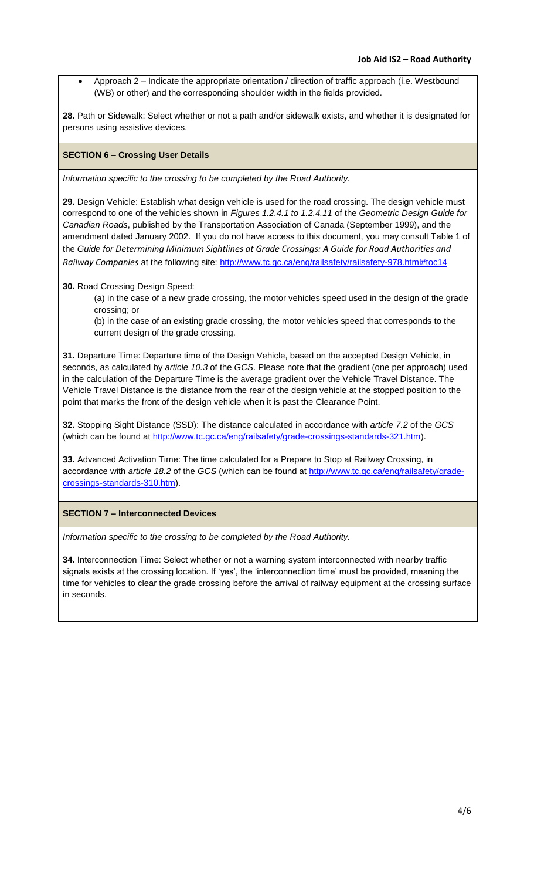- Approach 2 – Indicate the appropriate orientation / direction of traffic approach (i.e. Westbound (WB) or other) and the corresponding shoulder width in the fields provided.

**28.** Path or Sidewalk: Select whether or not a path and/or sidewalk exists, and whether it is designated for persons using assistive devices.

## SECTION 6 – Crossing User Details

*Information specific to the crossing to be completed by the Road Authority.*

**29.** Design Vehicle: Establish what design vehicle is used for the road crossing. The design vehicle must correspond to one of the vehicles shown in *Figures 1.2.4.1 to 1.2.4.11* of the *Geometric Design Guide for Canadian Roads*, published by the Transportation Association of Canada (September 1999), and the amendment dated January 2002. If you do not have access to this document, you may consult Table 1 of the *Guide for Determining Minimum Sightlines at Grade Crossings: A Guide for Road Authorities and Railway Companies* at the following site: http://www.tc.gc.ca/eng/railsafety/railsafety-978.html#toc14

**30.** Road Crossing Design Speed:

(a) in the case of a new grade crossing, the motor vehicles speed used in the design of the grade crossing; or

(b) in the case of an existing grade crossing, the motor vehicles speed that corresponds to the current design of the grade crossing.

**31.** Departure Time: Departure time of the Design Vehicle, based on the accepted Design Vehicle, in seconds, as calculated by *article 10.3* of the *GCS*. Please note that the gradient (one per approach) used in the calculation of the Departure Time is the average gradient over the Vehicle Travel Distance. The Vehicle Travel Distance is the distance from the rear of the design vehicle at the stopped position to the point that marks the front of the design vehicle when it is past the Clearance Point.

**32.** Stopping Sight Distance (SSD): The distance calculated in accordance with *article 7.2* of the *GCS* (which can be found at http://www.tc.gc.ca/eng/railsafety/grade-crossings-standards-321.htm).

**33.** Advanced Activation Time: The time calculated for a Prepare to Stop at Railway Crossing, in accordance with *article 18.2* of the *GCS* (which can be found at http://www.tc.gc.ca/eng/railsafety/grade-crossings-standards-310.htm).

## SECTION 7 – Interconnected Devices

*Information specific to the crossing to be completed by the Road Authority.*

**34.** Interconnection Time: Select whether or not a warning system interconnected with nearby traffic signals exists at the crossing location. If 'yes', the 'interconnection time' must be provided, meaning the time for vehicles to clear the grade crossing before the arrival of railway equipment at the crossing surface in seconds.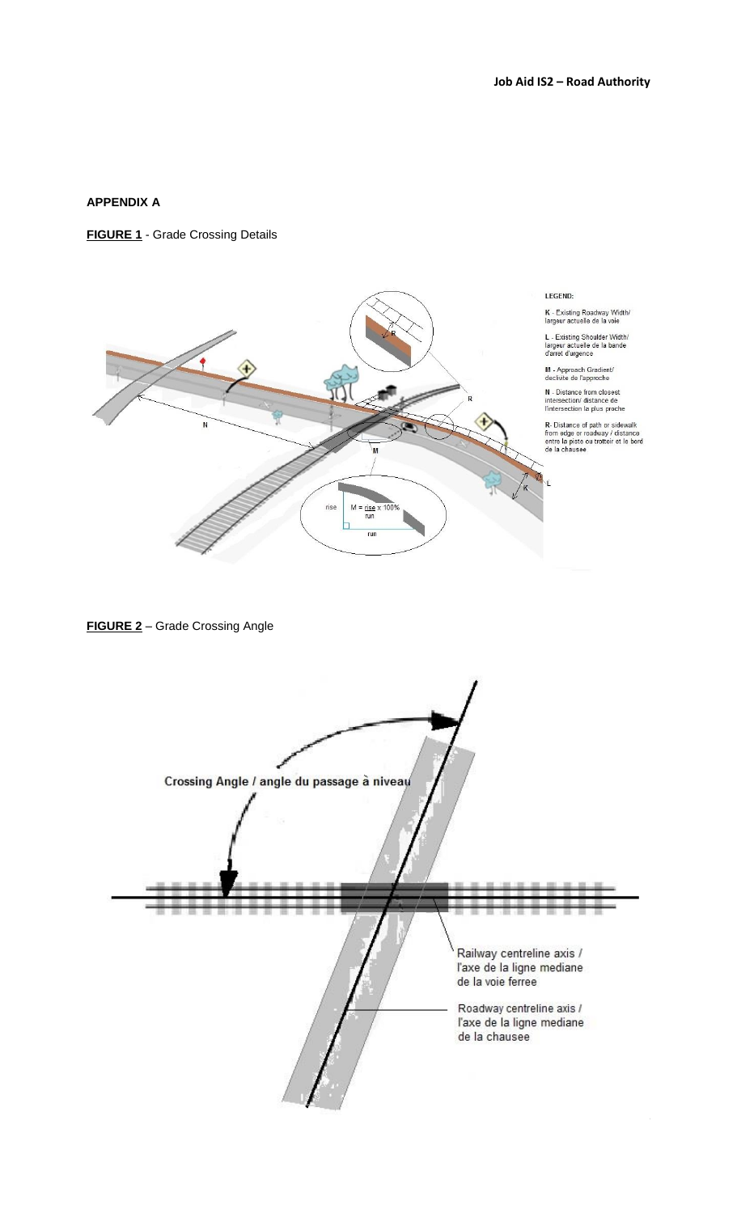**APPENDIX A**

**FIGURE 1** - Grade Crossing Details

LEGEND:

K - Existing Roadway Width/ largeur actuelle de la voie

L - Existing Shoulder Width/ largeur actuelle de la bande d'arret d'urgence

M - Approach Gradient/ declivite de l'approche

N - Distance from closest intersection/ distance de l'intersection la plus proche

R- Distance of path or sidewalk from edge or roadway / distance entre la piste ou trottoir et le bord de la chausee

$$M = \frac{rise}{run} \times 100\%$$

**FIGURE 2** – Grade Crossing Angle

Crossing Angle / angle du passage à niveau

Railway centreline axis / l'axe de la ligne mediane de la voie ferree

Roadway centreline axis / l'axe de la ligne mediane de la chausee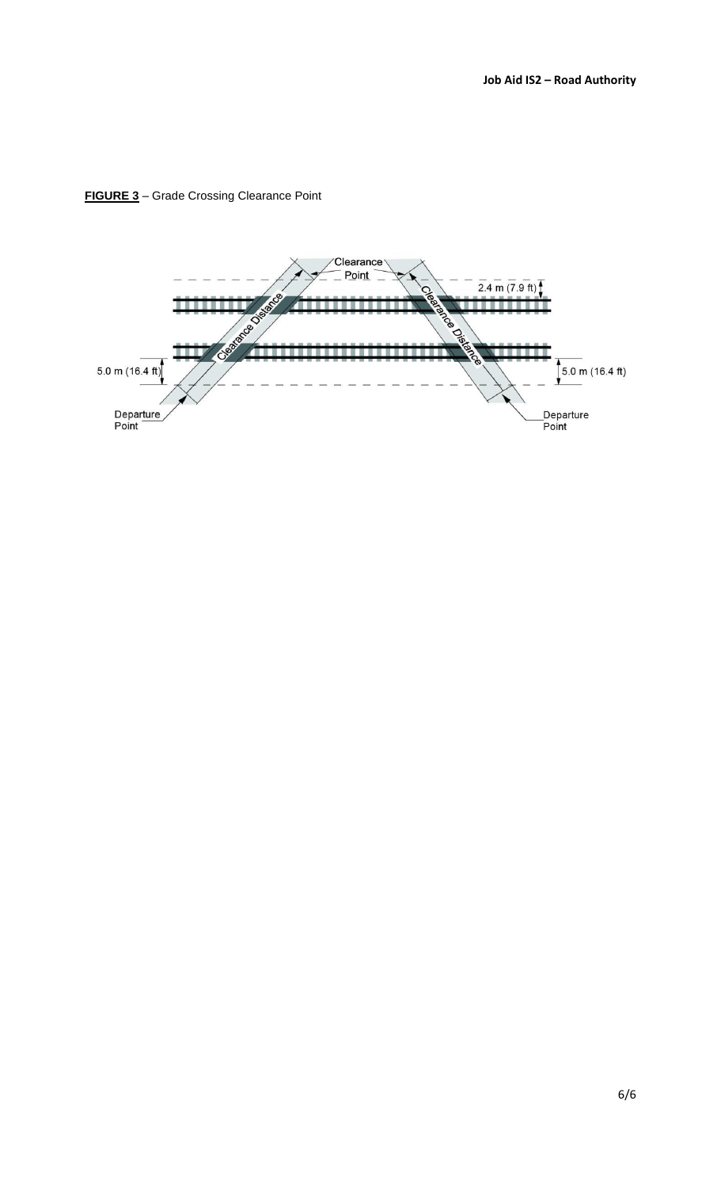**FIGURE 3** – Grade Crossing Clearance Point

Clearance Point

2.4 m (7.9 ft)

Clearance Distance

Clearance Distance

5.0 m (16.4 ft)

5.0 m (16.4 ft)

Departure Point

Departure Point